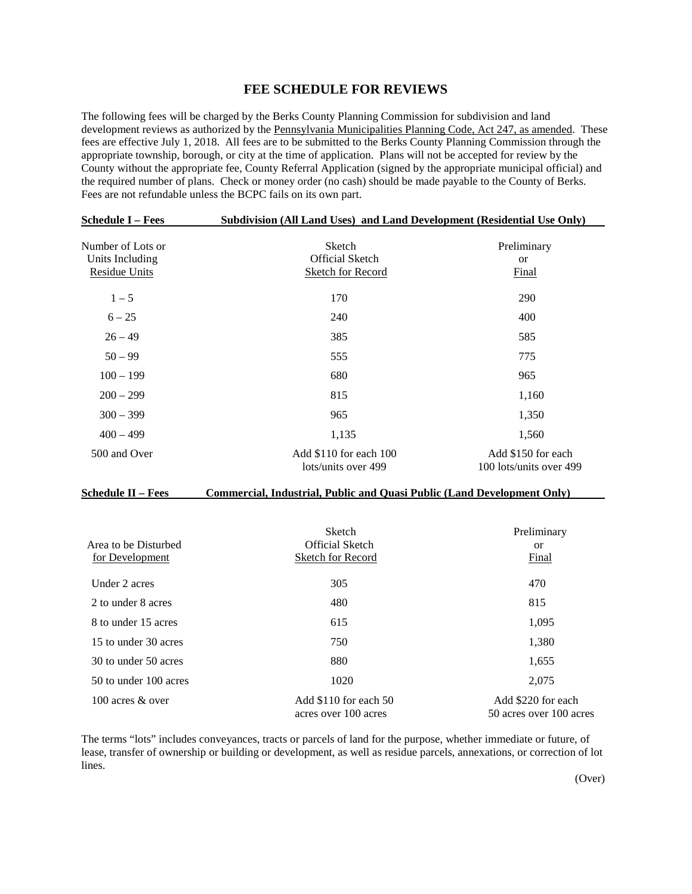# FEE SCHEDULE FOR REVIEWS

The following fees will be charged by the Berks County Planning Commission for subdivision and land development reviews as authorized by the Pennsylvania Municipalities Planning Code, Act 247, as amended. These fees are effective July 1, 2018. All fees are to be submitted to the Berks County Planning Commission through the appropriate township, borough, or city at the time of application. Plans will not be accepted for review by the County without the appropriate fee, County Referral Application (signed by the appropriate municipal official) and the required number of plans. Check or money order (no cash) should be made payable to the County of Berks. Fees are not refundable unless the BCPC fails on its own part.

**Schedule I – Fees** **Subdivision (All Land Uses) and Land Development (Residential Use Only)**

| Number of Lots or Units Including Residue Units | Sketch Official Sketch Sketch for Record | Preliminary or Final |
|---|---|---|
| 1 – 5 | 170 | 290 |
| 6 – 25 | 240 | 400 |
| 26 – 49 | 385 | 585 |
| 50 – 99 | 555 | 775 |
| 100 – 199 | 680 | 965 |
| 200 – 299 | 815 | 1,160 |
| 300 – 399 | 965 | 1,350 |
| 400 – 499 | 1,135 | 1,560 |
| 500 and Over | Add $110 for each 100 lots/units over 499 | Add $150 for each 100 lots/units over 499 |

**Schedule II – Fees** **Commercial, Industrial, Public and Quasi Public (Land Development Only)**

| Area to be Disturbed for Development | Sketch Official Sketch Sketch for Record | Preliminary or Final |
|---|---|---|
| Under 2 acres | 305 | 470 |
| 2 to under 8 acres | 480 | 815 |
| 8 to under 15 acres | 615 | 1,095 |
| 15 to under 30 acres | 750 | 1,380 |
| 30 to under 50 acres | 880 | 1,655 |
| 50 to under 100 acres | 1020 | 2,075 |
| 100 acres & over | Add $110 for each 50 acres over 100 acres | Add $220 for each 50 acres over 100 acres |

The terms "lots" includes conveyances, tracts or parcels of land for the purpose, whether immediate or future, of lease, transfer of ownership or building or development, as well as residue parcels, annexations, or correction of lot lines.

(Over)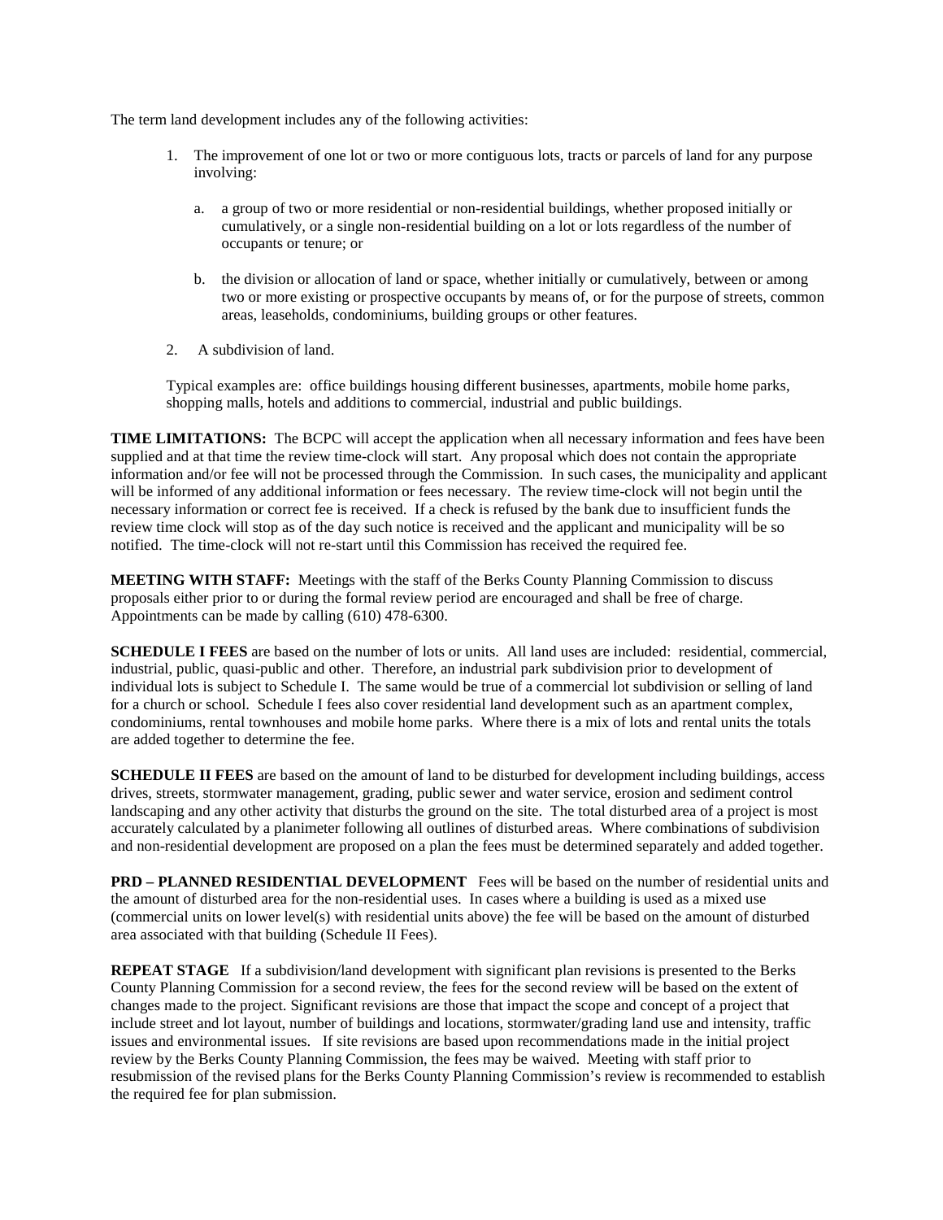The term land development includes any of the following activities:

1. The improvement of one lot or two or more contiguous lots, tracts or parcels of land for any purpose involving:

   a. a group of two or more residential or non-residential buildings, whether proposed initially or cumulatively, or a single non-residential building on a lot or lots regardless of the number of occupants or tenure; or

   b. the division or allocation of land or space, whether initially or cumulatively, between or among two or more existing or prospective occupants by means of, or for the purpose of streets, common areas, leaseholds, condominiums, building groups or other features.

2. A subdivision of land.

Typical examples are: office buildings housing different businesses, apartments, mobile home parks, shopping malls, hotels and additions to commercial, industrial and public buildings.

**TIME LIMITATIONS:** The BCPC will accept the application when all necessary information and fees have been supplied and at that time the review time-clock will start. Any proposal which does not contain the appropriate information and/or fee will not be processed through the Commission. In such cases, the municipality and applicant will be informed of any additional information or fees necessary. The review time-clock will not begin until the necessary information or correct fee is received. If a check is refused by the bank due to insufficient funds the review time clock will stop as of the day such notice is received and the applicant and municipality will be so notified. The time-clock will not re-start until this Commission has received the required fee.

**MEETING WITH STAFF:** Meetings with the staff of the Berks County Planning Commission to discuss proposals either prior to or during the formal review period are encouraged and shall be free of charge. Appointments can be made by calling (610) 478-6300.

**SCHEDULE I FEES** are based on the number of lots or units. All land uses are included: residential, commercial, industrial, public, quasi-public and other. Therefore, an industrial park subdivision prior to development of individual lots is subject to Schedule I. The same would be true of a commercial lot subdivision or selling of land for a church or school. Schedule I fees also cover residential land development such as an apartment complex, condominiums, rental townhouses and mobile home parks. Where there is a mix of lots and rental units the totals are added together to determine the fee.

**SCHEDULE II FEES** are based on the amount of land to be disturbed for development including buildings, access drives, streets, stormwater management, grading, public sewer and water service, erosion and sediment control landscaping and any other activity that disturbs the ground on the site. The total disturbed area of a project is most accurately calculated by a planimeter following all outlines of disturbed areas. Where combinations of subdivision and non-residential development are proposed on a plan the fees must be determined separately and added together.

**PRD – PLANNED RESIDENTIAL DEVELOPMENT** Fees will be based on the number of residential units and the amount of disturbed area for the non-residential uses. In cases where a building is used as a mixed use (commercial units on lower level(s) with residential units above) the fee will be based on the amount of disturbed area associated with that building (Schedule II Fees).

**REPEAT STAGE** If a subdivision/land development with significant plan revisions is presented to the Berks County Planning Commission for a second review, the fees for the second review will be based on the extent of changes made to the project. Significant revisions are those that impact the scope and concept of a project that include street and lot layout, number of buildings and locations, stormwater/grading land use and intensity, traffic issues and environmental issues. If site revisions are based upon recommendations made in the initial project review by the Berks County Planning Commission, the fees may be waived. Meeting with staff prior to resubmission of the revised plans for the Berks County Planning Commission's review is recommended to establish the required fee for plan submission.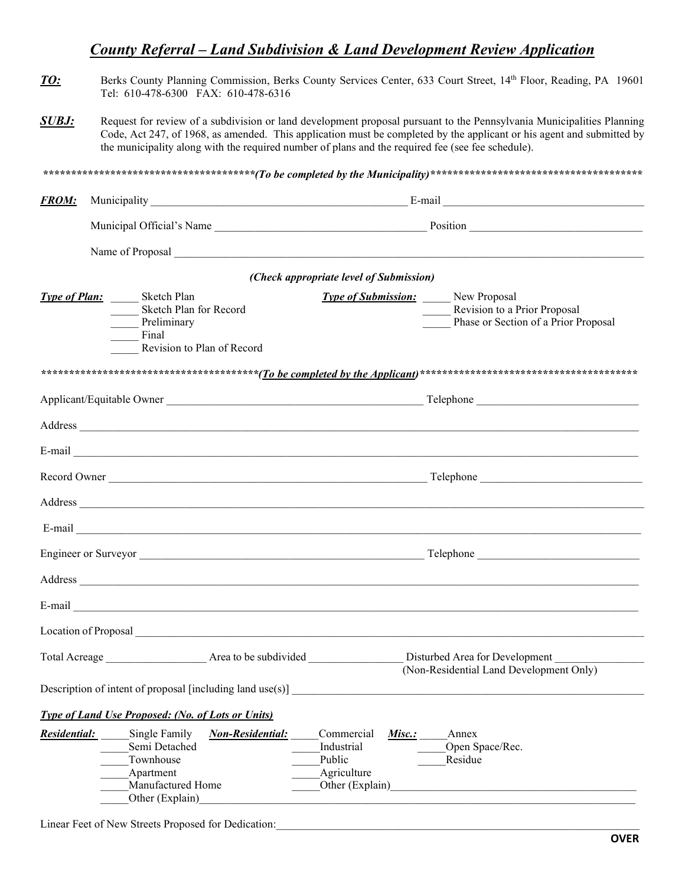# *County Referral – Land Subdivision & Land Development Review Application*

***TO:*** Berks County Planning Commission, Berks County Services Center, 633 Court Street, 14th Floor, Reading, PA 19601 Tel: 610-478-6300 FAX: 610-478-6316

***SUBJ:*** Request for review of a subdivision or land development proposal pursuant to the Pennsylvania Municipalities Planning Code, Act 247, of 1968, as amended. This application must be completed by the applicant or his agent and submitted by the municipality along with the required number of plans and the required fee (see fee schedule).

**************************************(*To be completed by the Municipality*)**************************************

***FROM:*** Municipality ______________________________________________ E-mail ___________________________________

Municipal Official's Name ______________________________________ Position ______________________________

Name of Proposal ________________________________________________________________________________

***(Check appropriate level of Submission)***

***Type of Plan:***
_____ Sketch Plan
_____ Sketch Plan for Record
_____ Preliminary
_____ Final
_____ Revision to Plan of Record

***Type of Submission:***
_____ New Proposal
_____ Revision to a Prior Proposal
_____ Phase or Section of a Prior Proposal

**************************************(*__To be completed by the Applicant__*)**************************************

Applicant/Equitable Owner ______________________________________________ Telephone ____________________________

Address ______________________________________________________________________________________________

E-mail _______________________________________________________________________________________________

Record Owner ___________________________________________________________ Telephone _____________________________

Address ______________________________________________________________________________________________

E-mail _______________________________________________________________________________________________

Engineer or Surveyor ____________________________________________________ Telephone ____________________________

Address ______________________________________________________________________________________________

E-mail _______________________________________________________________________________________________

Location of Proposal _____________________________________________________________________________________

Total Acreage __________________ Area to be subdivided ________________ Disturbed Area for Development ________________
(Non-Residential Land Development Only)

Description of intent of proposal [including land use(s)] _______________________________________________________________

***__Type of Land Use Proposed: (No. of Lots or Units)__***

***__Residential:__***
_____Single Family
_____Semi Detached
_____Townhouse
_____Apartment
_____Manufactured Home
_____Other (Explain)______________________________________________________________________________

***__Non-Residential:__***
_____Commercial
_____Industrial
_____Public
_____Agriculture
_____Other (Explain)___________________________________________

***__Misc.:__***
_____Annex
_____Open Space/Rec.
_____Residue

Linear Feet of New Streets Proposed for Dedication:_________________________________________________________________

**OVER**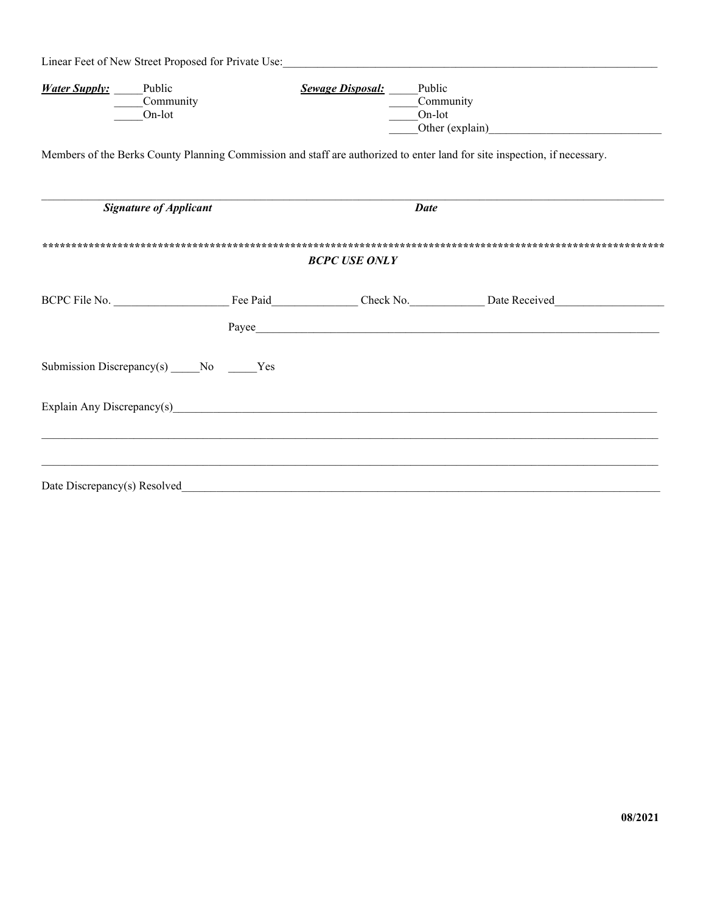Linear Feet of New Street Proposed for Private Use:\_\_\_\_\_\_\_\_\_\_\_\_\_\_\_\_\_\_\_\_\_\_\_\_\_\_\_\_\_\_\_\_\_\_\_\_\_\_\_\_

***Water Supply:*** _____Public
_____Community
_____On-lot

***Sewage Disposal:*** _____Public
_____Community
_____On-lot
_____Other (explain)______________________________

Members of the Berks County Planning Commission and staff are authorized to enter land for site inspection, if necessary.

\_\_\_\_\_\_\_\_\_\_\_\_\_\_\_\_\_\_\_\_\_\_\_\_\_\_\_\_\_\_\_\_\_\_\_\_\_\_\_\_\_\_\_\_\_\_\_\_\_\_\_\_\_\_\_\_\_\_\_\_\_\_\_\_\_\_\_\_\_\_\_\_\_\_

***Signature of Applicant*** ***Date***

******************************************************************************************************************

***BCPC USE ONLY***

BCPC File No. ____________________ Fee Paid_______________ Check No._____________ Date Received___________________

Payee_________________________________________________________________________

Submission Discrepancy(s) _____No _____Yes

Explain Any Discrepancy(s)_____________________________________________________________________________________

_______________________________________________________________________________________________________

_______________________________________________________________________________________________________

Date Discrepancy(s) Resolved____________________________________________________________________________________

08/2021